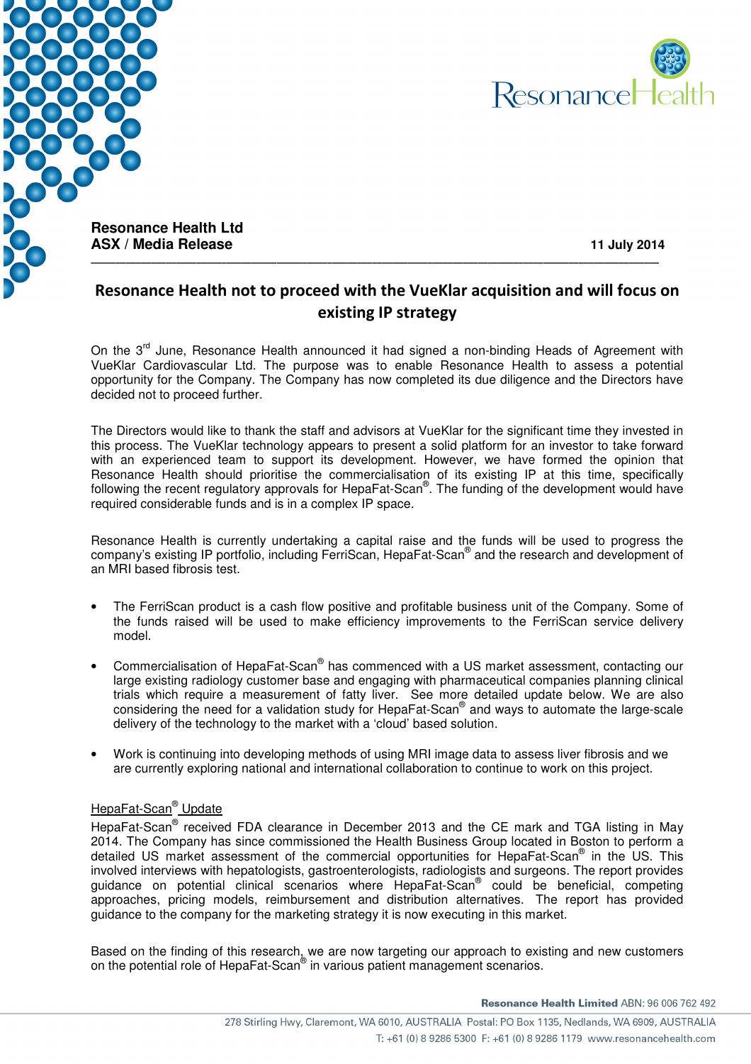**Resonance Health Ltd**
**ASX / Media Release**

**11 July 2014**

# Resonance Health not to proceed with the VueKlar acquisition and will focus on existing IP strategy

On the 3rd June, Resonance Health announced it had signed a non-binding Heads of Agreement with VueKlar Cardiovascular Ltd. The purpose was to enable Resonance Health to assess a potential opportunity for the Company. The Company has now completed its due diligence and the Directors have decided not to proceed further.

The Directors would like to thank the staff and advisors at VueKlar for the significant time they invested in this process. The VueKlar technology appears to present a solid platform for an investor to take forward with an experienced team to support its development. However, we have formed the opinion that Resonance Health should prioritise the commercialisation of its existing IP at this time, specifically following the recent regulatory approvals for HepaFat-Scan®. The funding of the development would have required considerable funds and is in a complex IP space.

Resonance Health is currently undertaking a capital raise and the funds will be used to progress the company's existing IP portfolio, including FerriScan, HepaFat-Scan® and the research and development of an MRI based fibrosis test.

- The FerriScan product is a cash flow positive and profitable business unit of the Company. Some of the funds raised will be used to make efficiency improvements to the FerriScan service delivery model.
- Commercialisation of HepaFat-Scan® has commenced with a US market assessment, contacting our large existing radiology customer base and engaging with pharmaceutical companies planning clinical trials which require a measurement of fatty liver. See more detailed update below. We are also considering the need for a validation study for HepaFat-Scan® and ways to automate the large-scale delivery of the technology to the market with a 'cloud' based solution.
- Work is continuing into developing methods of using MRI image data to assess liver fibrosis and we are currently exploring national and international collaboration to continue to work on this project.

## HepaFat-Scan® Update

HepaFat-Scan® received FDA clearance in December 2013 and the CE mark and TGA listing in May 2014. The Company has since commissioned the Health Business Group located in Boston to perform a detailed US market assessment of the commercial opportunities for HepaFat-Scan® in the US. This involved interviews with hepatologists, gastroenterologists, radiologists and surgeons. The report provides guidance on potential clinical scenarios where HepaFat-Scan® could be beneficial, competing approaches, pricing models, reimbursement and distribution alternatives. The report has provided guidance to the company for the marketing strategy it is now executing in this market.

Based on the finding of this research, we are now targeting our approach to existing and new customers on the potential role of HepaFat-Scan® in various patient management scenarios.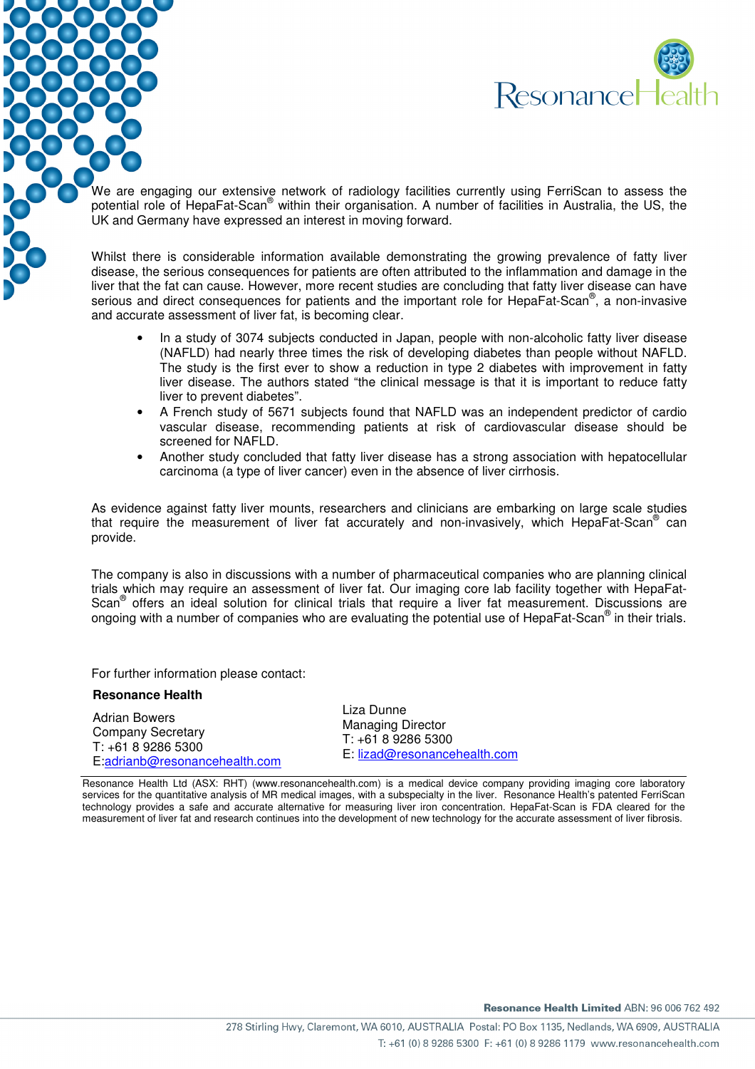We are engaging our extensive network of radiology facilities currently using FerriScan to assess the potential role of HepaFat-Scan® within their organisation. A number of facilities in Australia, the US, the UK and Germany have expressed an interest in moving forward.

Whilst there is considerable information available demonstrating the growing prevalence of fatty liver disease, the serious consequences for patients are often attributed to the inflammation and damage in the liver that the fat can cause. However, more recent studies are concluding that fatty liver disease can have serious and direct consequences for patients and the important role for HepaFat-Scan®, a non-invasive and accurate assessment of liver fat, is becoming clear.

- In a study of 3074 subjects conducted in Japan, people with non-alcoholic fatty liver disease (NAFLD) had nearly three times the risk of developing diabetes than people without NAFLD. The study is the first ever to show a reduction in type 2 diabetes with improvement in fatty liver disease. The authors stated "the clinical message is that it is important to reduce fatty liver to prevent diabetes".
- A French study of 5671 subjects found that NAFLD was an independent predictor of cardio vascular disease, recommending patients at risk of cardiovascular disease should be screened for NAFLD.
- Another study concluded that fatty liver disease has a strong association with hepatocellular carcinoma (a type of liver cancer) even in the absence of liver cirrhosis.

As evidence against fatty liver mounts, researchers and clinicians are embarking on large scale studies that require the measurement of liver fat accurately and non-invasively, which HepaFat-Scan® can provide.

The company is also in discussions with a number of pharmaceutical companies who are planning clinical trials which may require an assessment of liver fat. Our imaging core lab facility together with HepaFat-Scan® offers an ideal solution for clinical trials that require a liver fat measurement. Discussions are ongoing with a number of companies who are evaluating the potential use of HepaFat-Scan® in their trials.

For further information please contact:

**Resonance Health**

Adrian Bowers
Company Secretary
T: +61 8 9286 5300
E:adrianb@resonancehealth.com

Liza Dunne
Managing Director
T: +61 8 9286 5300
E: lizad@resonancehealth.com

Resonance Health Ltd (ASX: RHT) (www.resonancehealth.com) is a medical device company providing imaging core laboratory services for the quantitative analysis of MR medical images, with a subspecialty in the liver. Resonance Health's patented FerriScan technology provides a safe and accurate alternative for measuring liver iron concentration. HepaFat-Scan is FDA cleared for the measurement of liver fat and research continues into the development of new technology for the accurate assessment of liver fibrosis.

**Resonance Health Limited** ABN: 96 006 762 492

278 Stirling Hwy, Claremont, WA 6010, AUSTRALIA Postal: PO Box 1135, Nedlands, WA 6909, AUSTRALIA

T: +61 (0) 8 9286 5300 F: +61 (0) 8 9286 1179 www.resonancehealth.com